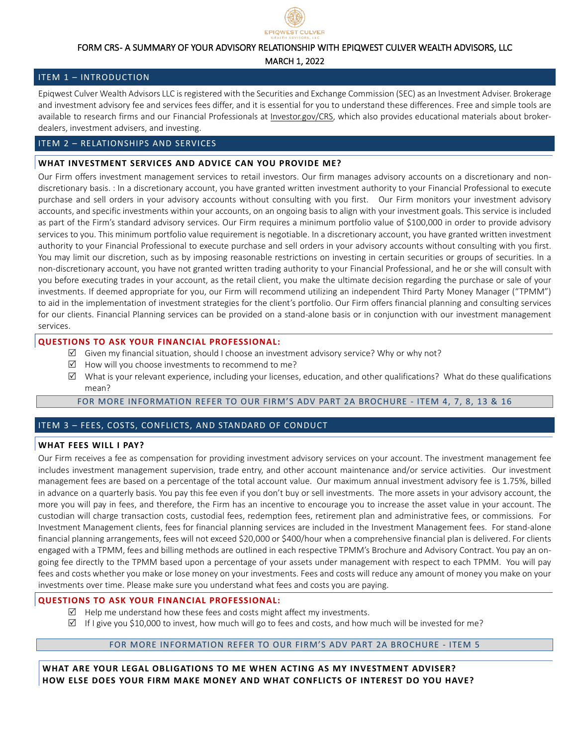EPIQWEST CULVER
WEALTH ADVISORS, LLC

# FORM CRS- A SUMMARY OF YOUR ADVISORY RELATIONSHIP WITH EPIQWEST CULVER WEALTH ADVISORS, LLC

MARCH 1, 2022

## ITEM 1 – INTRODUCTION

Epiqwest Culver Wealth Advisors LLC is registered with the Securities and Exchange Commission (SEC) as an Investment Adviser. Brokerage and investment advisory fee and services fees differ, and it is essential for you to understand these differences. Free and simple tools are available to research firms and our Financial Professionals at Investor.gov/CRS, which also provides educational materials about broker-dealers, investment advisers, and investing.

## ITEM 2 – RELATIONSHIPS AND SERVICES

### WHAT INVESTMENT SERVICES AND ADVICE CAN YOU PROVIDE ME?

Our Firm offers investment management services to retail investors. Our firm manages advisory accounts on a discretionary and non-discretionary basis. : In a discretionary account, you have granted written investment authority to your Financial Professional to execute purchase and sell orders in your advisory accounts without consulting with you first. Our Firm monitors your investment advisory accounts, and specific investments within your accounts, on an ongoing basis to align with your investment goals. This service is included as part of the Firm's standard advisory services. Our Firm requires a minimum portfolio value of $100,000 in order to provide advisory services to you. This minimum portfolio value requirement is negotiable. In a discretionary account, you have granted written investment authority to your Financial Professional to execute purchase and sell orders in your advisory accounts without consulting with you first. You may limit our discretion, such as by imposing reasonable restrictions on investing in certain securities or groups of securities. In a non-discretionary account, you have not granted written trading authority to your Financial Professional, and he or she will consult with you before executing trades in your account, as the retail client, you make the ultimate decision regarding the purchase or sale of your investments. If deemed appropriate for you, our Firm will recommend utilizing an independent Third Party Money Manager ("TPMM") to aid in the implementation of investment strategies for the client's portfolio. Our Firm offers financial planning and consulting services for our clients. Financial Planning services can be provided on a stand-alone basis or in conjunction with our investment management services.

### QUESTIONS TO ASK YOUR FINANCIAL PROFESSIONAL:

- ☑ Given my financial situation, should I choose an investment advisory service? Why or why not?
- ☑ How will you choose investments to recommend to me?
- ☑ What is your relevant experience, including your licenses, education, and other qualifications? What do these qualifications mean?

FOR MORE INFORMATION REFER TO OUR FIRM'S ADV PART 2A BROCHURE - ITEM 4, 7, 8, 13 & 16

## ITEM 3 – FEES, COSTS, CONFLICTS, AND STANDARD OF CONDUCT

### WHAT FEES WILL I PAY?

Our Firm receives a fee as compensation for providing investment advisory services on your account. The investment management fee includes investment management supervision, trade entry, and other account maintenance and/or service activities. Our investment management fees are based on a percentage of the total account value. Our maximum annual investment advisory fee is 1.75%, billed in advance on a quarterly basis. You pay this fee even if you don't buy or sell investments. The more assets in your advisory account, the more you will pay in fees, and therefore, the Firm has an incentive to encourage you to increase the asset value in your account. The custodian will charge transaction costs, custodial fees, redemption fees, retirement plan and administrative fees, or commissions. For Investment Management clients, fees for financial planning services are included in the Investment Management fees. For stand-alone financial planning arrangements, fees will not exceed $20,000 or $400/hour when a comprehensive financial plan is delivered. For clients engaged with a TPMM, fees and billing methods are outlined in each respective TPMM's Brochure and Advisory Contract. You pay an on-going fee directly to the TPMM based upon a percentage of your assets under management with respect to each TPMM. You will pay fees and costs whether you make or lose money on your investments. Fees and costs will reduce any amount of money you make on your investments over time. Please make sure you understand what fees and costs you are paying.

### QUESTIONS TO ASK YOUR FINANCIAL PROFESSIONAL:

- ☑ Help me understand how these fees and costs might affect my investments.
- ☑ If I give you $10,000 to invest, how much will go to fees and costs, and how much will be invested for me?

FOR MORE INFORMATION REFER TO OUR FIRM'S ADV PART 2A BROCHURE - ITEM 5

### WHAT ARE YOUR LEGAL OBLIGATIONS TO ME WHEN ACTING AS MY INVESTMENT ADVISER? HOW ELSE DOES YOUR FIRM MAKE MONEY AND WHAT CONFLICTS OF INTEREST DO YOU HAVE?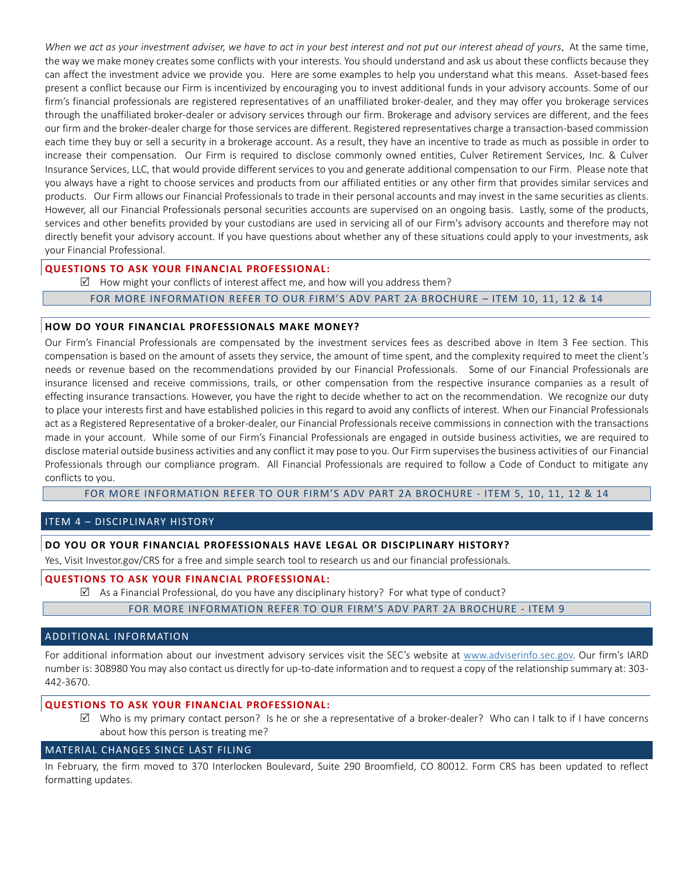*When we act as your investment adviser, we have to act in your best interest and not put our interest ahead of yours*. At the same time, the way we make money creates some conflicts with your interests. You should understand and ask us about these conflicts because they can affect the investment advice we provide you. Here are some examples to help you understand what this means. Asset-based fees present a conflict because our Firm is incentivized by encouraging you to invest additional funds in your advisory accounts. Some of our firm's financial professionals are registered representatives of an unaffiliated broker-dealer, and they may offer you brokerage services through the unaffiliated broker-dealer or advisory services through our firm. Brokerage and advisory services are different, and the fees our firm and the broker-dealer charge for those services are different. Registered representatives charge a transaction-based commission each time they buy or sell a security in a brokerage account. As a result, they have an incentive to trade as much as possible in order to increase their compensation. Our Firm is required to disclose commonly owned entities, Culver Retirement Services, Inc. & Culver Insurance Services, LLC, that would provide different services to you and generate additional compensation to our Firm. Please note that you always have a right to choose services and products from our affiliated entities or any other firm that provides similar services and products. Our Firm allows our Financial Professionals to trade in their personal accounts and may invest in the same securities as clients. However, all our Financial Professionals personal securities accounts are supervised on an ongoing basis. Lastly, some of the products, services and other benefits provided by your custodians are used in servicing all of our Firm's advisory accounts and therefore may not directly benefit your advisory account. If you have questions about whether any of these situations could apply to your investments, ask your Financial Professional.

**QUESTIONS TO ASK YOUR FINANCIAL PROFESSIONAL:**

- ☑ How might your conflicts of interest affect me, and how will you address them?

FOR MORE INFORMATION REFER TO OUR FIRM'S ADV PART 2A BROCHURE – ITEM 10, 11, 12 & 14

**HOW DO YOUR FINANCIAL PROFESSIONALS MAKE MONEY?**

Our Firm's Financial Professionals are compensated by the investment services fees as described above in Item 3 Fee section. This compensation is based on the amount of assets they service, the amount of time spent, and the complexity required to meet the client's needs or revenue based on the recommendations provided by our Financial Professionals. Some of our Financial Professionals are insurance licensed and receive commissions, trails, or other compensation from the respective insurance companies as a result of effecting insurance transactions. However, you have the right to decide whether to act on the recommendation. We recognize our duty to place your interests first and have established policies in this regard to avoid any conflicts of interest. When our Financial Professionals act as a Registered Representative of a broker-dealer, our Financial Professionals receive commissions in connection with the transactions made in your account. While some of our Firm's Financial Professionals are engaged in outside business activities, we are required to disclose material outside business activities and any conflict it may pose to you. Our Firm supervises the business activities of our Financial Professionals through our compliance program. All Financial Professionals are required to follow a Code of Conduct to mitigate any conflicts to you.

FOR MORE INFORMATION REFER TO OUR FIRM'S ADV PART 2A BROCHURE - ITEM 5, 10, 11, 12 & 14

## ITEM 4 – DISCIPLINARY HISTORY

**DO YOU OR YOUR FINANCIAL PROFESSIONALS HAVE LEGAL OR DISCIPLINARY HISTORY?**

Yes. Visit Investor.gov/CRS for a free and simple search tool to research us and our financial professionals.

**QUESTIONS TO ASK YOUR FINANCIAL PROFESSIONAL:**

- ☑ As a Financial Professional, do you have any disciplinary history? For what type of conduct?

FOR MORE INFORMATION REFER TO OUR FIRM'S ADV PART 2A BROCHURE - ITEM 9

## ADDITIONAL INFORMATION

For additional information about our investment advisory services visit the SEC's website at www.adviserinfo.sec.gov. Our firm's IARD number is: 308980 You may also contact us directly for up-to-date information and to request a copy of the relationship summary at: 303-442-3670.

**QUESTIONS TO ASK YOUR FINANCIAL PROFESSIONAL:**

- ☑ Who is my primary contact person? Is he or she a representative of a broker-dealer? Who can I talk to if I have concerns about how this person is treating me?

## MATERIAL CHANGES SINCE LAST FILING

In February, the firm moved to 370 Interlocken Boulevard, Suite 290 Broomfield, CO 80012. Form CRS has been updated to reflect formatting updates.